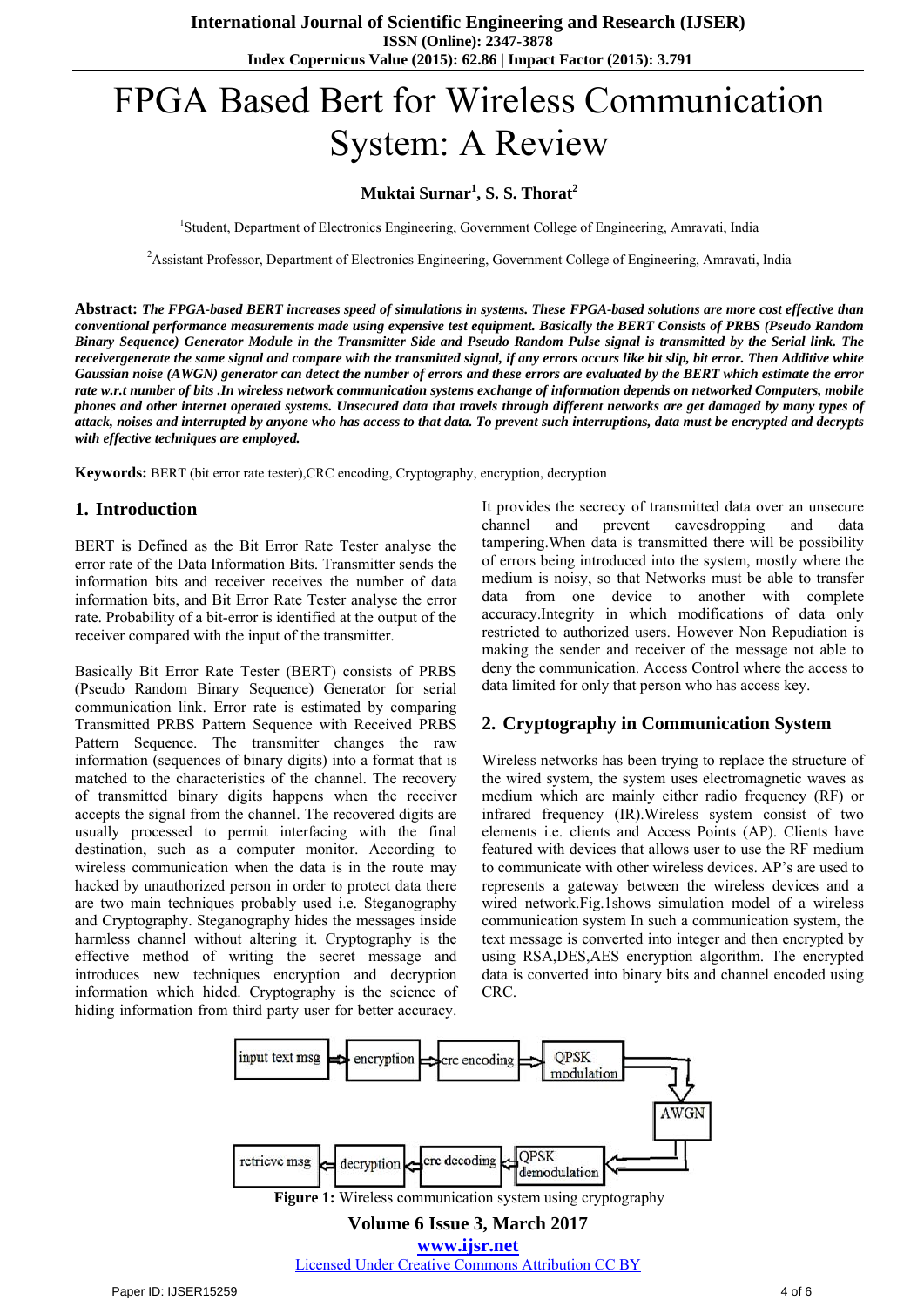# FPGA Based Bert for Wireless Communication System: A Review

**Muktai Surnar[1], S. S. Thorat[2]**

[1]Student, Department of Electronics Engineering, Government College of Engineering, Amravati, India

[2]Assistant Professor, Department of Electronics Engineering, Government College of Engineering, Amravati, India

**Abstract:** ***The FPGA-based BERT increases speed of simulations in systems. These FPGA-based solutions are more cost effective than conventional performance measurements made using expensive test equipment. Basically the BERT Consists of PRBS (Pseudo Random Binary Sequence) Generator Module in the Transmitter Side and Pseudo Random Pulse signal is transmitted by the Serial link. The receivergenerate the same signal and compare with the transmitted signal, if any errors occurs like bit slip, bit error. Then Additive white Gaussian noise (AWGN) generator can detect the number of errors and these errors are evaluated by the BERT which estimate the error rate w.r.t number of bits .In wireless network communication systems exchange of information depends on networked Computers, mobile phones and other internet operated systems. Unsecured data that travels through different networks are get damaged by many types of attack, noises and interrupted by anyone who has access to that data. To prevent such interruptions, data must be encrypted and decrypts with effective techniques are employed.***

**Keywords:** BERT (bit error rate tester),CRC encoding, Cryptography, encryption, decryption

## 1. Introduction

BERT is Defined as the Bit Error Rate Tester analyse the error rate of the Data Information Bits. Transmitter sends the information bits and receiver receives the number of data information bits, and Bit Error Rate Tester analyse the error rate. Probability of a bit-error is identified at the output of the receiver compared with the input of the transmitter.

Basically Bit Error Rate Tester (BERT) consists of PRBS (Pseudo Random Binary Sequence) Generator for serial communication link. Error rate is estimated by comparing Transmitted PRBS Pattern Sequence with Received PRBS Pattern Sequence. The transmitter changes the raw information (sequences of binary digits) into a format that is matched to the characteristics of the channel. The recovery of transmitted binary digits happens when the receiver accepts the signal from the channel. The recovered digits are usually processed to permit interfacing with the final destination, such as a computer monitor. According to wireless communication when the data is in the route may hacked by unauthorized person in order to protect data there are two main techniques probably used i.e. Steganography and Cryptography. Steganography hides the messages inside harmless channel without altering it. Cryptography is the effective method of writing the secret message and introduces new techniques encryption and decryption information which hided. Cryptography is the science of hiding information from third party user for better accuracy. It provides the secrecy of transmitted data over an unsecure channel and prevent eavesdropping and data tampering.When data is transmitted there will be possibility of errors being introduced into the system, mostly where the medium is noisy, so that Networks must be able to transfer data from one device to another with complete accuracy.Integrity in which modifications of data only restricted to authorized users. However Non Repudiation is making the sender and receiver of the message not able to deny the communication. Access Control where the access to data limited for only that person who has access key.

## 2. Cryptography in Communication System

Wireless networks has been trying to replace the structure of the wired system, the system uses electromagnetic waves as medium which are mainly either radio frequency (RF) or infrared frequency (IR).Wireless system consist of two elements i.e. clients and Access Points (AP). Clients have featured with devices that allows user to use the RF medium to communicate with other wireless devices. AP's are used to represents a gateway between the wireless devices and a wired network.Fig.1shows simulation model of a wireless communication system In such a communication system, the text message is converted into integer and then encrypted by using RSA,DES,AES encryption algorithm. The encrypted data is converted into binary bits and channel encoded using CRC.

**Figure 1:** Wireless communication system using cryptography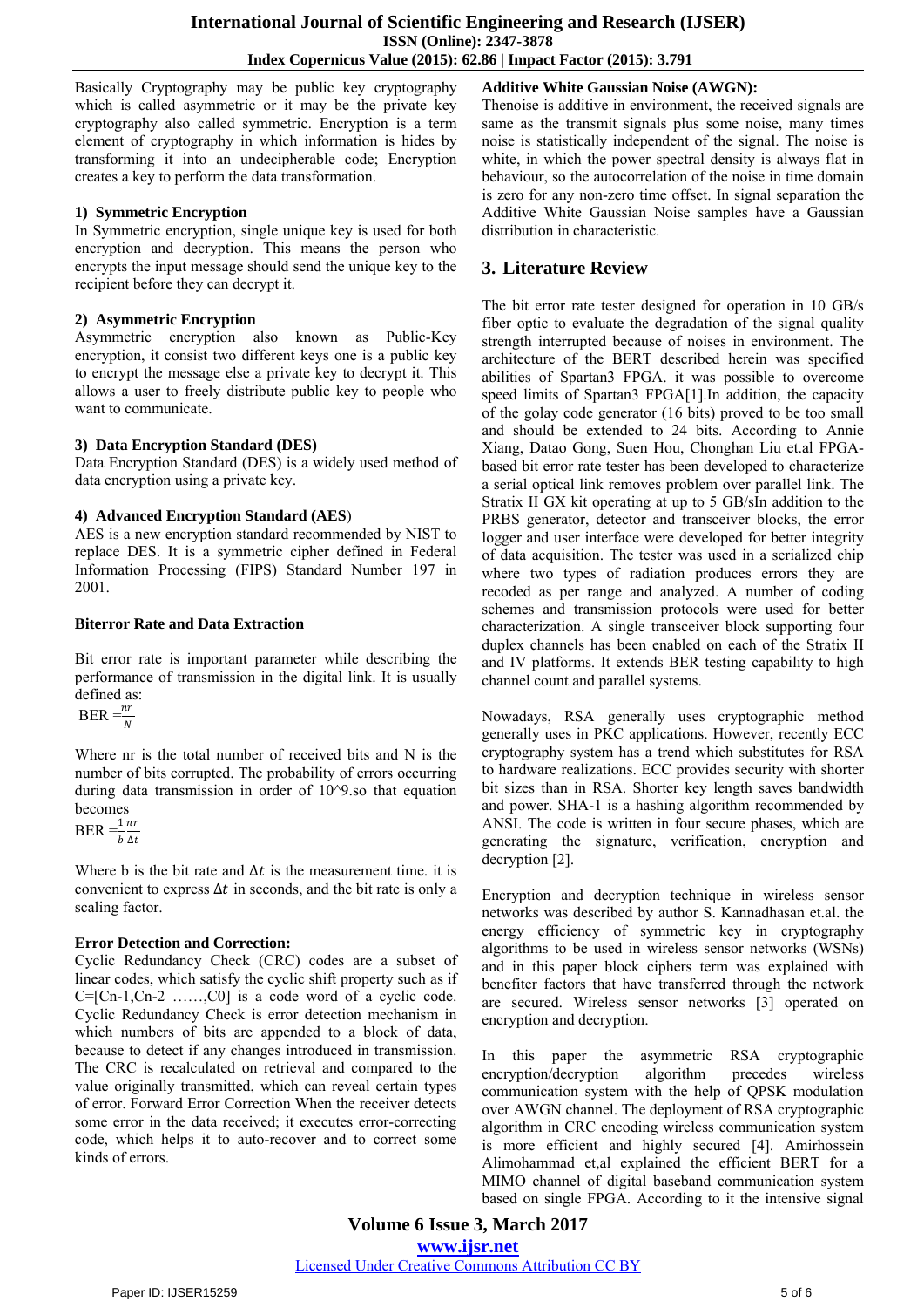Basically Cryptography may be public key cryptography which is called asymmetric or it may be the private key cryptography also called symmetric. Encryption is a term element of cryptography in which information is hides by transforming it into an undecipherable code; Encryption creates a key to perform the data transformation.

### 1) Symmetric Encryption

In Symmetric encryption, single unique key is used for both encryption and decryption. This means the person who encrypts the input message should send the unique key to the recipient before they can decrypt it.

### 2) Asymmetric Encryption

Asymmetric encryption also known as Public-Key encryption, it consist two different keys one is a public key to encrypt the message else a private key to decrypt it. This allows a user to freely distribute public key to people who want to communicate.

### 3) Data Encryption Standard (DES)

Data Encryption Standard (DES) is a widely used method of data encryption using a private key.

### 4) Advanced Encryption Standard (AES)

AES is a new encryption standard recommended by NIST to replace DES. It is a symmetric cipher defined in Federal Information Processing (FIPS) Standard Number 197 in 2001.

### Biterror Rate and Data Extraction

Bit error rate is important parameter while describing the performance of transmission in the digital link. It is usually defined as:

$$\text{BER} = \frac{nr}{N}$$

Where nr is the total number of received bits and N is the number of bits corrupted. The probability of errors occurring during data transmission in order of 10^9.so that equation becomes

$$\text{BER} = \frac{1}{b}\frac{nr}{\Delta t}$$

Where b is the bit rate and $\Delta t$ is the measurement time. it is convenient to express $\Delta t$ in seconds, and the bit rate is only a scaling factor.

### Error Detection and Correction:

Cyclic Redundancy Check (CRC) codes are a subset of linear codes, which satisfy the cyclic shift property such as if C=[Cn-1,Cn-2 ……,C0] is a code word of a cyclic code. Cyclic Redundancy Check is error detection mechanism in which numbers of bits are appended to a block of data, because to detect if any changes introduced in transmission. The CRC is recalculated on retrieval and compared to the value originally transmitted, which can reveal certain types of error. Forward Error Correction When the receiver detects some error in the data received; it executes error-correcting code, which helps it to auto-recover and to correct some kinds of errors.

### Additive White Gaussian Noise (AWGN):

Thenoise is additive in environment, the received signals are same as the transmit signals plus some noise, many times noise is statistically independent of the signal. The noise is white, in which the power spectral density is always flat in behaviour, so the autocorrelation of the noise in time domain is zero for any non-zero time offset. In signal separation the Additive White Gaussian Noise samples have a Gaussian distribution in characteristic.

## 3. Literature Review

The bit error rate tester designed for operation in 10 GB/s fiber optic to evaluate the degradation of the signal quality strength interrupted because of noises in environment. The architecture of the BERT described herein was specified abilities of Spartan3 FPGA. it was possible to overcome speed limits of Spartan3 FPGA[1].In addition, the capacity of the golay code generator (16 bits) proved to be too small and should be extended to 24 bits. According to Annie Xiang, Datao Gong, Suen Hou, Chonghan Liu et.al FPGA-based bit error rate tester has been developed to characterize a serial optical link removes problem over parallel link. The Stratix II GX kit operating at up to 5 GB/sIn addition to the PRBS generator, detector and transceiver blocks, the error logger and user interface were developed for better integrity of data acquisition. The tester was used in a serialized chip where two types of radiation produces errors they are recoded as per range and analyzed. A number of coding schemes and transmission protocols were used for better characterization. A single transceiver block supporting four duplex channels has been enabled on each of the Stratix II and IV platforms. It extends BER testing capability to high channel count and parallel systems.

Nowadays, RSA generally uses cryptographic method generally uses in PKC applications. However, recently ECC cryptography system has a trend which substitutes for RSA to hardware realizations. ECC provides security with shorter bit sizes than in RSA. Shorter key length saves bandwidth and power. SHA-1 is a hashing algorithm recommended by ANSI. The code is written in four secure phases, which are generating the signature, verification, encryption and decryption [2].

Encryption and decryption technique in wireless sensor networks was described by author S. Kannadhasan et.al. the energy efficiency of symmetric key in cryptography algorithms to be used in wireless sensor networks (WSNs) and in this paper block ciphers term was explained with benefiter factors that have transferred through the network are secured. Wireless sensor networks [3] operated on encryption and decryption.

In this paper the asymmetric RSA cryptographic encryption/decryption algorithm precedes wireless communication system with the help of QPSK modulation over AWGN channel. The deployment of RSA cryptographic algorithm in CRC encoding wireless communication system is more efficient and highly secured [4]. Amirhossein Alimohammad et,al explained the efficient BERT for a MIMO channel of digital baseband communication system based on single FPGA. According to it the intensive signal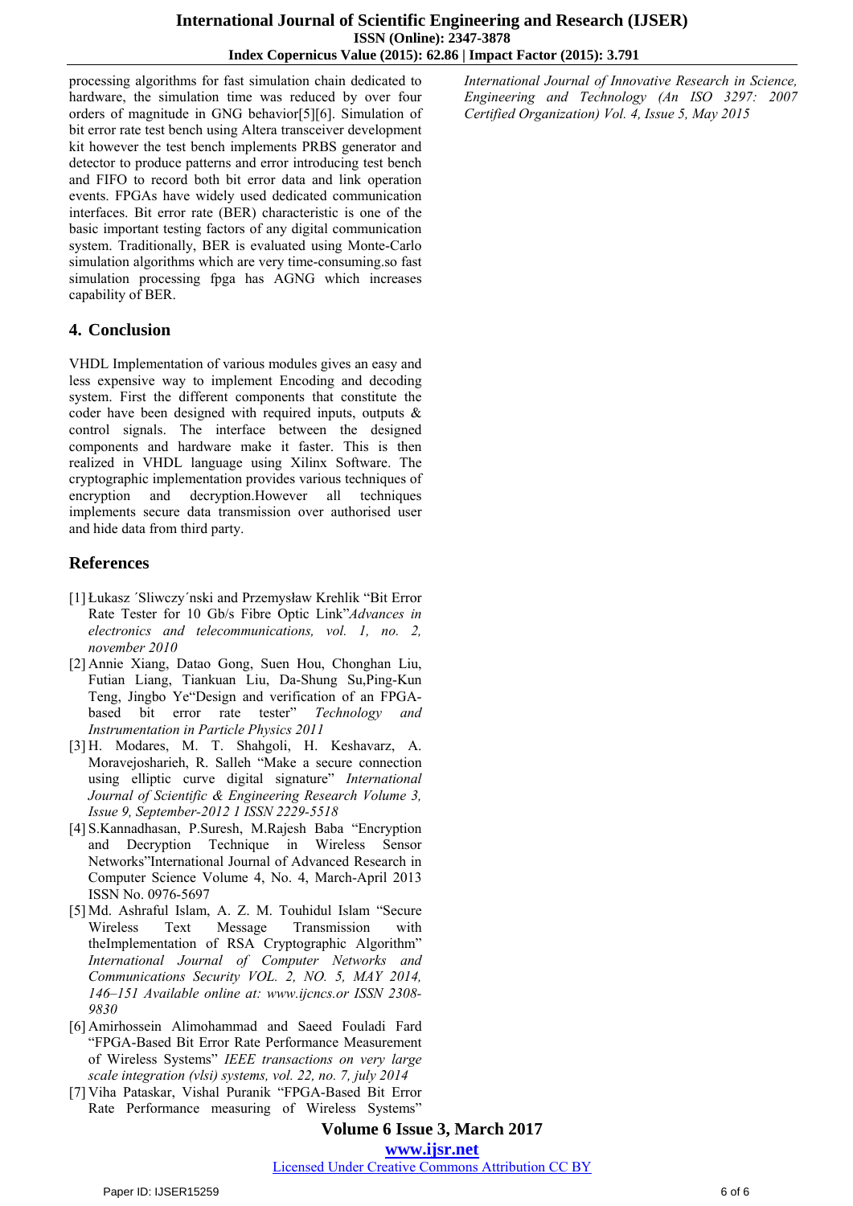processing algorithms for fast simulation chain dedicated to hardware, the simulation time was reduced by over four orders of magnitude in GNG behavior[5][6]. Simulation of bit error rate test bench using Altera transceiver development kit however the test bench implements PRBS generator and detector to produce patterns and error introducing test bench and FIFO to record both bit error data and link operation events. FPGAs have widely used dedicated communication interfaces. Bit error rate (BER) characteristic is one of the basic important testing factors of any digital communication system. Traditionally, BER is evaluated using Monte-Carlo simulation algorithms which are very time-consuming.so fast simulation processing fpga has AGNG which increases capability of BER.

## 4. Conclusion

VHDL Implementation of various modules gives an easy and less expensive way to implement Encoding and decoding system. First the different components that constitute the coder have been designed with required inputs, outputs & control signals. The interface between the designed components and hardware make it faster. This is then realized in VHDL language using Xilinx Software. The cryptographic implementation provides various techniques of encryption and decryption.However all techniques implements secure data transmission over authorised user and hide data from third party.

## References

[1] Łukasz ´Sliwczy´nski and Przemysław Krehlik "Bit Error Rate Tester for 10 Gb/s Fibre Optic Link"*Advances in electronics and telecommunications, vol. 1, no. 2, november 2010*

[2] Annie Xiang, Datao Gong, Suen Hou, Chonghan Liu, Futian Liang, Tiankuan Liu, Da-Shung Su,Ping-Kun Teng, Jingbo Ye"Design and verification of an FPGA-based bit error rate tester" *Technology and Instrumentation in Particle Physics 2011*

[3] H. Modares, M. T. Shahgoli, H. Keshavarz, A. Moravejosharieh, R. Salleh "Make a secure connection using elliptic curve digital signature" *International Journal of Scientific & Engineering Research Volume 3, Issue 9, September-2012 1 ISSN 2229-5518*

[4] S.Kannadhasan, P.Suresh, M.Rajesh Baba "Encryption and Decryption Technique in Wireless Sensor Networks"International Journal of Advanced Research in Computer Science Volume 4, No. 4, March-April 2013 ISSN No. 0976-5697

[5] Md. Ashraful Islam, A. Z. M. Touhidul Islam "Secure Wireless Text Message Transmission with theImplementation of RSA Cryptographic Algorithm" *International Journal of Computer Networks and Communications Security VOL. 2, NO. 5, MAY 2014, 146–151 Available online at: www.ijcncs.or ISSN 2308-9830*

[6] Amirhossein Alimohammad and Saeed Fouladi Fard "FPGA-Based Bit Error Rate Performance Measurement of Wireless Systems" *IEEE transactions on very large scale integration (vlsi) systems, vol. 22, no. 7, july 2014*

[7] Viha Pataskar, Vishal Puranik "FPGA-Based Bit Error Rate Performance measuring of Wireless Systems" *International Journal of Innovative Research in Science, Engineering and Technology (An ISO 3297: 2007 Certified Organization) Vol. 4, Issue 5, May 2015*